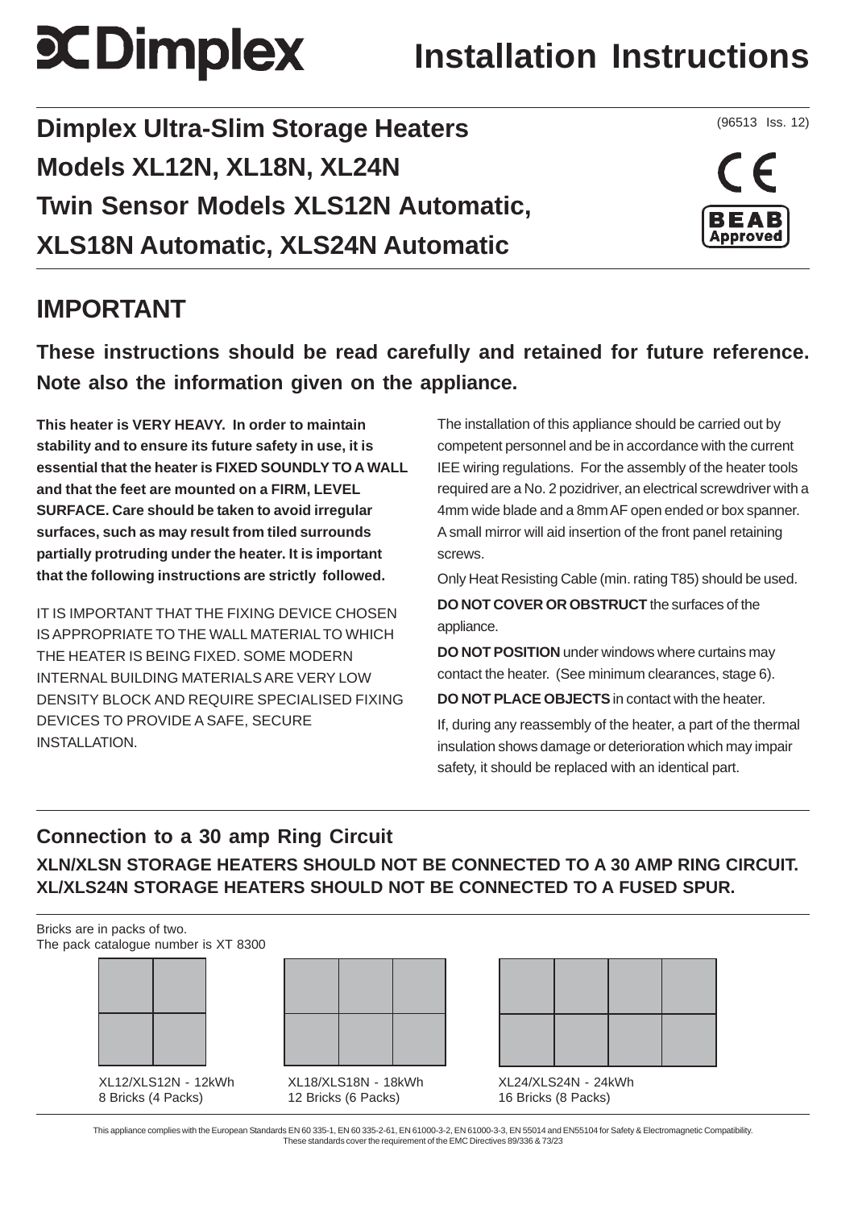# Dimplex Installation Instructions

## Dimplex Ultra-Slim Storage Heaters
## Models XL12N, XL18N, XL24N
## Twin Sensor Models XLS12N Automatic, XLS18N Automatic, XLS24N Automatic

(96513 Iss. 12)

CE

BEAB Approved

# IMPORTANT

**These instructions should be read carefully and retained for future reference. Note also the information given on the appliance.**

**This heater is VERY HEAVY. In order to maintain stability and to ensure its future safety in use, it is essential that the heater is FIXED SOUNDLY TO A WALL and that the feet are mounted on a FIRM, LEVEL SURFACE. Care should be taken to avoid irregular surfaces, such as may result from tiled surrounds partially protruding under the heater. It is important that the following instructions are strictly followed.**

IT IS IMPORTANT THAT THE FIXING DEVICE CHOSEN IS APPROPRIATE TO THE WALL MATERIAL TO WHICH THE HEATER IS BEING FIXED. SOME MODERN INTERNAL BUILDING MATERIALS ARE VERY LOW DENSITY BLOCK AND REQUIRE SPECIALISED FIXING DEVICES TO PROVIDE A SAFE, SECURE INSTALLATION.

The installation of this appliance should be carried out by competent personnel and be in accordance with the current IEE wiring regulations. For the assembly of the heater tools required are a No. 2 pozidriver, an electrical screwdriver with a 4mm wide blade and a 8mm AF open ended or box spanner. A small mirror will aid insertion of the front panel retaining screws.

Only Heat Resisting Cable (min. rating T85) should be used.

**DO NOT COVER OR OBSTRUCT** the surfaces of the appliance.

**DO NOT POSITION** under windows where curtains may contact the heater. (See minimum clearances, stage 6).

**DO NOT PLACE OBJECTS** in contact with the heater.

If, during any reassembly of the heater, a part of the thermal insulation shows damage or deterioration which may impair safety, it should be replaced with an identical part.

## Connection to a 30 amp Ring Circuit

**XLN/XLSN STORAGE HEATERS SHOULD NOT BE CONNECTED TO A 30 AMP RING CIRCUIT. XL/XLS24N STORAGE HEATERS SHOULD NOT BE CONNECTED TO A FUSED SPUR.**

Bricks are in packs of two.
The pack catalogue number is XT 8300

XL12/XLS12N - 12kWh
8 Bricks (4 Packs)

XL18/XLS18N - 18kWh
12 Bricks (6 Packs)

XL24/XLS24N - 24kWh
16 Bricks (8 Packs)

This appliance complies with the European Standards EN 60 335-1, EN 60 335-2-61, EN 61000-3-2, EN 61000-3-3, EN 55014 and EN55104 for Safety & Electromagnetic Compatibility. These standards cover the requirement of the EMC Directives 89/336 & 73/23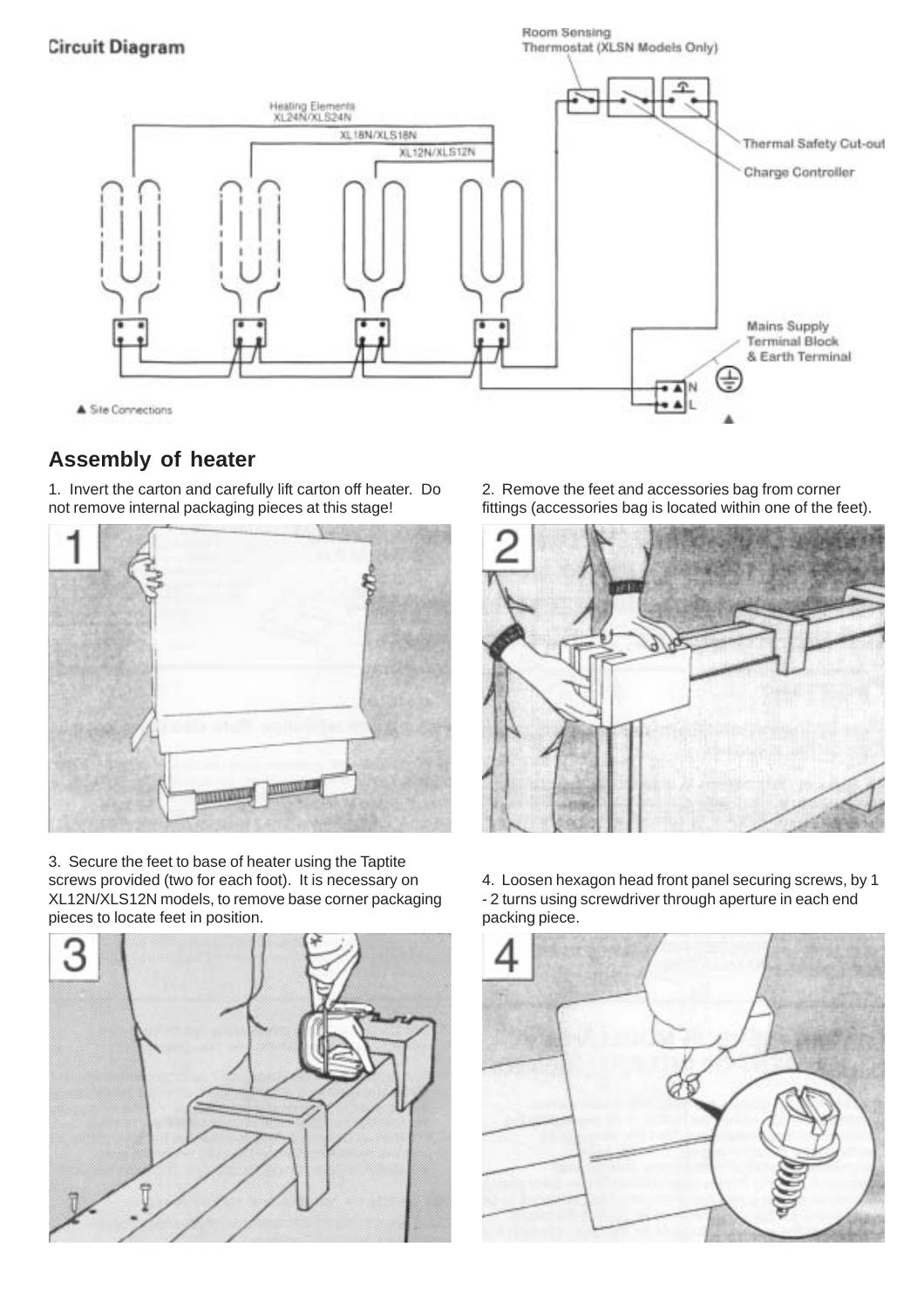## Circuit Diagram

Room Sensing Thermostat (XLSN Models Only)

Heating Elements XL24N/XLS24N

XL18N/XLS18N

XL12N/XLS12N

Thermal Safety Cut-out

Charge Controller

Mains Supply Terminal Block & Earth Terminal

N

L

▲ Site Connections

## Assembly of heater

1. Invert the carton and carefully lift carton off heater. Do not remove internal packaging pieces at this stage!

2. Remove the feet and accessories bag from corner fittings (accessories bag is located within one of the feet).

3. Secure the feet to base of heater using the Taptite screws provided (two for each foot). It is necessary on XL12N/XLS12N models, to remove base corner packaging pieces to locate feet in position.

4. Loosen hexagon head front panel securing screws, by 1 - 2 turns using screwdriver through aperture in each end packing piece.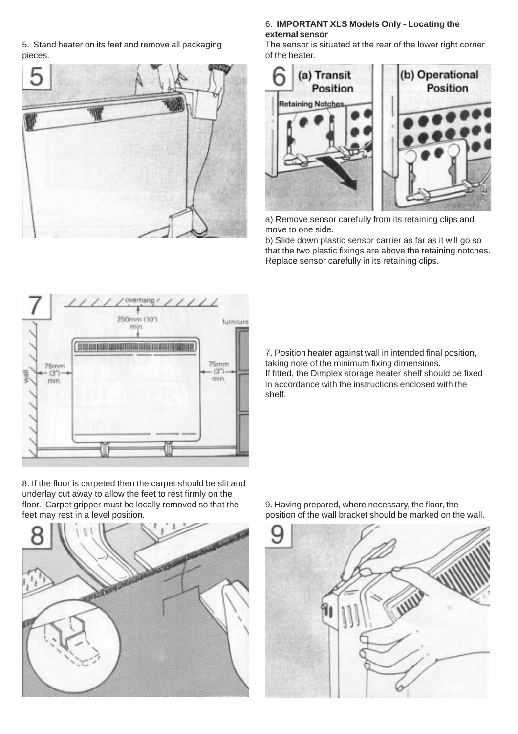5. Stand heater on its feet and remove all packaging pieces.

6. **IMPORTANT XLS Models Only - Locating the external sensor**

The sensor is situated at the rear of the lower right corner of the heater.

a) Remove sensor carefully from its retaining clips and move to one side.

b) Slide down plastic sensor carrier as far as it will go so that the two plastic fixings are above the retaining notches. Replace sensor carefully in its retaining clips.

7. Position heater against wall in intended final position, taking note of the minimum fixing dimensions.

If fitted, the Dimplex storage heater shelf should be fixed in accordance with the instructions enclosed with the shelf.

8. If the floor is carpeted then the carpet should be slit and underlay cut away to allow the feet to rest firmly on the floor. Carpet gripper must be locally removed so that the feet may rest in a level position.

9. Having prepared, where necessary, the floor, the position of the wall bracket should be marked on the wall.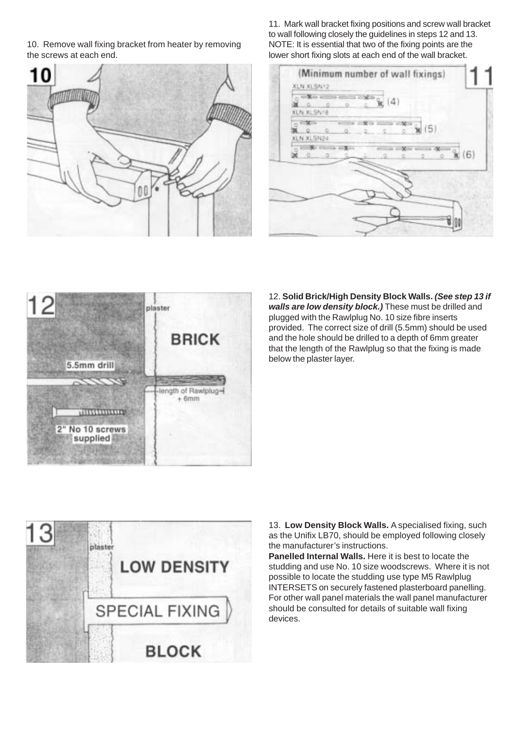10. Remove wall fixing bracket from heater by removing the screws at each end.

11. Mark wall bracket fixing positions and screw wall bracket to wall following closely the guidelines in steps 12 and 13. NOTE: It is essential that two of the fixing points are the lower short fixing slots at each end of the wall bracket.

12. **Solid Brick/High Density Block Walls.** ***(See step 13 if walls are low density block.)*** These must be drilled and plugged with the Rawlplug No. 10 size fibre inserts provided. The correct size of drill (5.5mm) should be used and the hole should be drilled to a depth of 6mm greater that the length of the Rawlplug so that the fixing is made below the plaster layer.

13. **Low Density Block Walls.** A specialised fixing, such as the Unifix LB70, should be employed following closely the manufacturer's instructions.

**Panelled Internal Walls.** Here it is best to locate the studding and use No. 10 size woodscrews. Where it is not possible to locate the studding use type M5 Rawlplug INTERSETS on securely fastened plasterboard panelling. For other wall panel materials the wall panel manufacturer should be consulted for details of suitable wall fixing devices.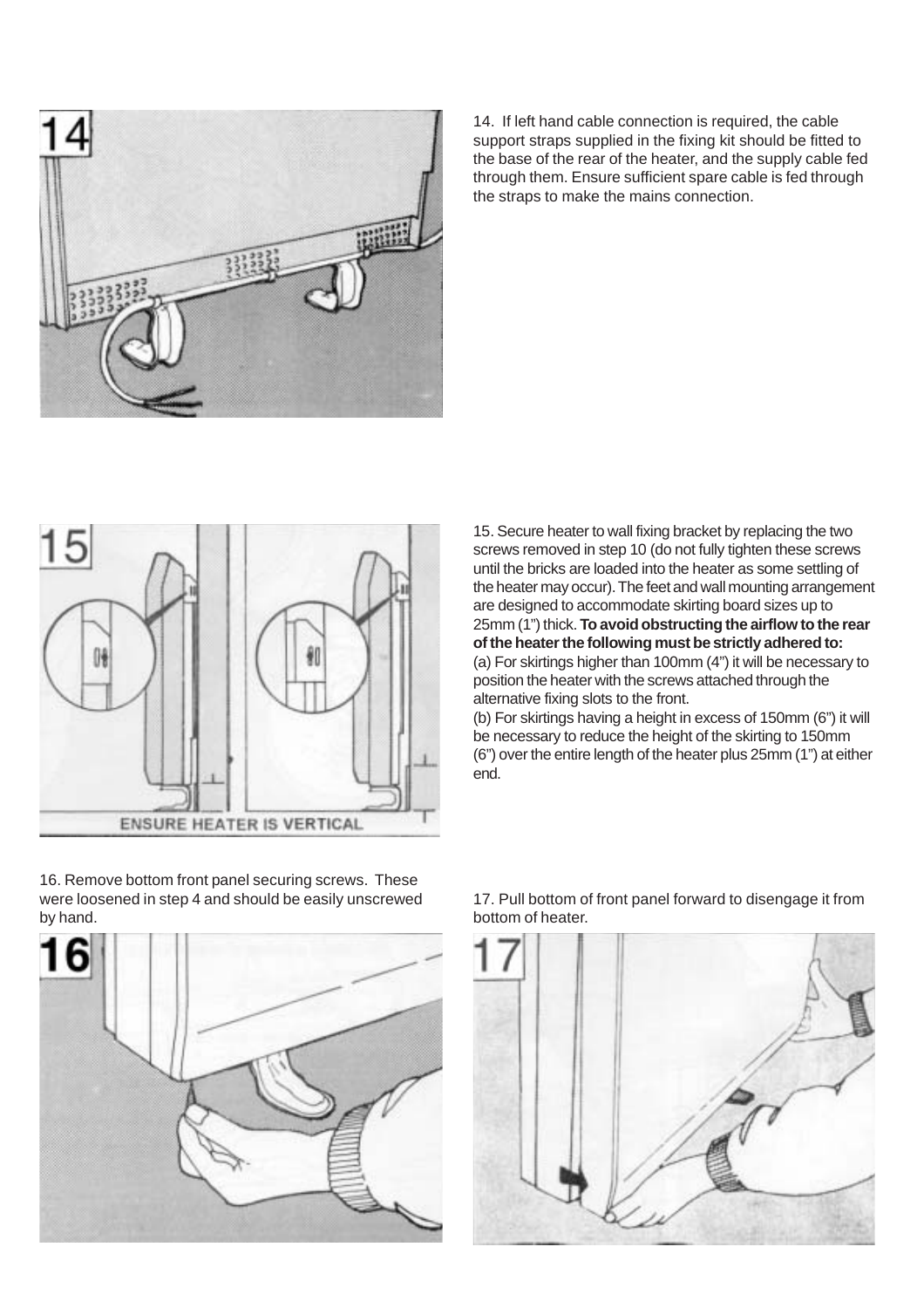14. If left hand cable connection is required, the cable support straps supplied in the fixing kit should be fitted to the base of the rear of the heater, and the supply cable fed through them. Ensure sufficient spare cable is fed through the straps to make the mains connection.

15. Secure heater to wall fixing bracket by replacing the two screws removed in step 10 (do not fully tighten these screws until the bricks are loaded into the heater as some settling of the heater may occur). The feet and wall mounting arrangement are designed to accommodate skirting board sizes up to 25mm (1") thick. **To avoid obstructing the airflow to the rear of the heater the following must be strictly adhered to:**

(a) For skirtings higher than 100mm (4") it will be necessary to position the heater with the screws attached through the alternative fixing slots to the front.

(b) For skirtings having a height in excess of 150mm (6") it will be necessary to reduce the height of the skirting to 150mm (6") over the entire length of the heater plus 25mm (1") at either end.

ENSURE HEATER IS VERTICAL

16. Remove bottom front panel securing screws. These were loosened in step 4 and should be easily unscrewed by hand.

17. Pull bottom of front panel forward to disengage it from bottom of heater.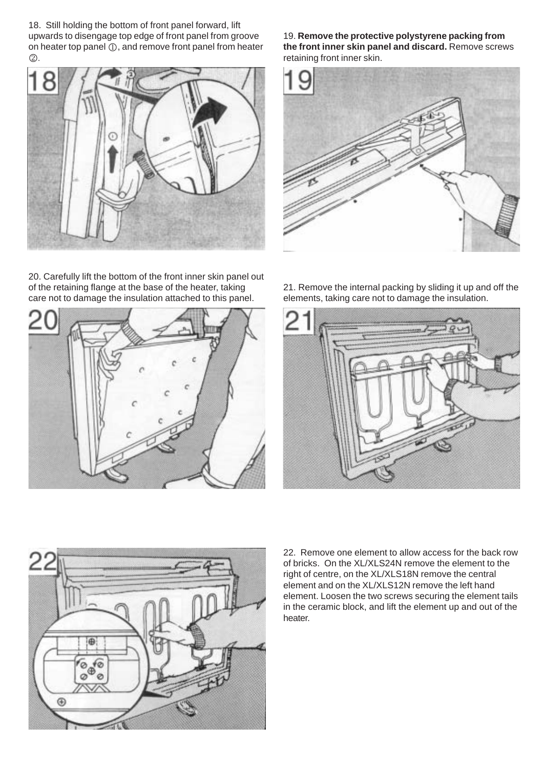18. Still holding the bottom of front panel forward, lift upwards to disengage top edge of front panel from groove on heater top panel ①, and remove front panel from heater ②.

19. **Remove the protective polystyrene packing from the front inner skin panel and discard.** Remove screws retaining front inner skin.

20. Carefully lift the bottom of the front inner skin panel out of the retaining flange at the base of the heater, taking care not to damage the insulation attached to this panel.

21. Remove the internal packing by sliding it up and off the elements, taking care not to damage the insulation.

22. Remove one element to allow access for the back row of bricks. On the XL/XLS24N remove the element to the right of centre, on the XL/XLS18N remove the central element and on the XL/XLS12N remove the left hand element. Loosen the two screws securing the element tails in the ceramic block, and lift the element up and out of the heater.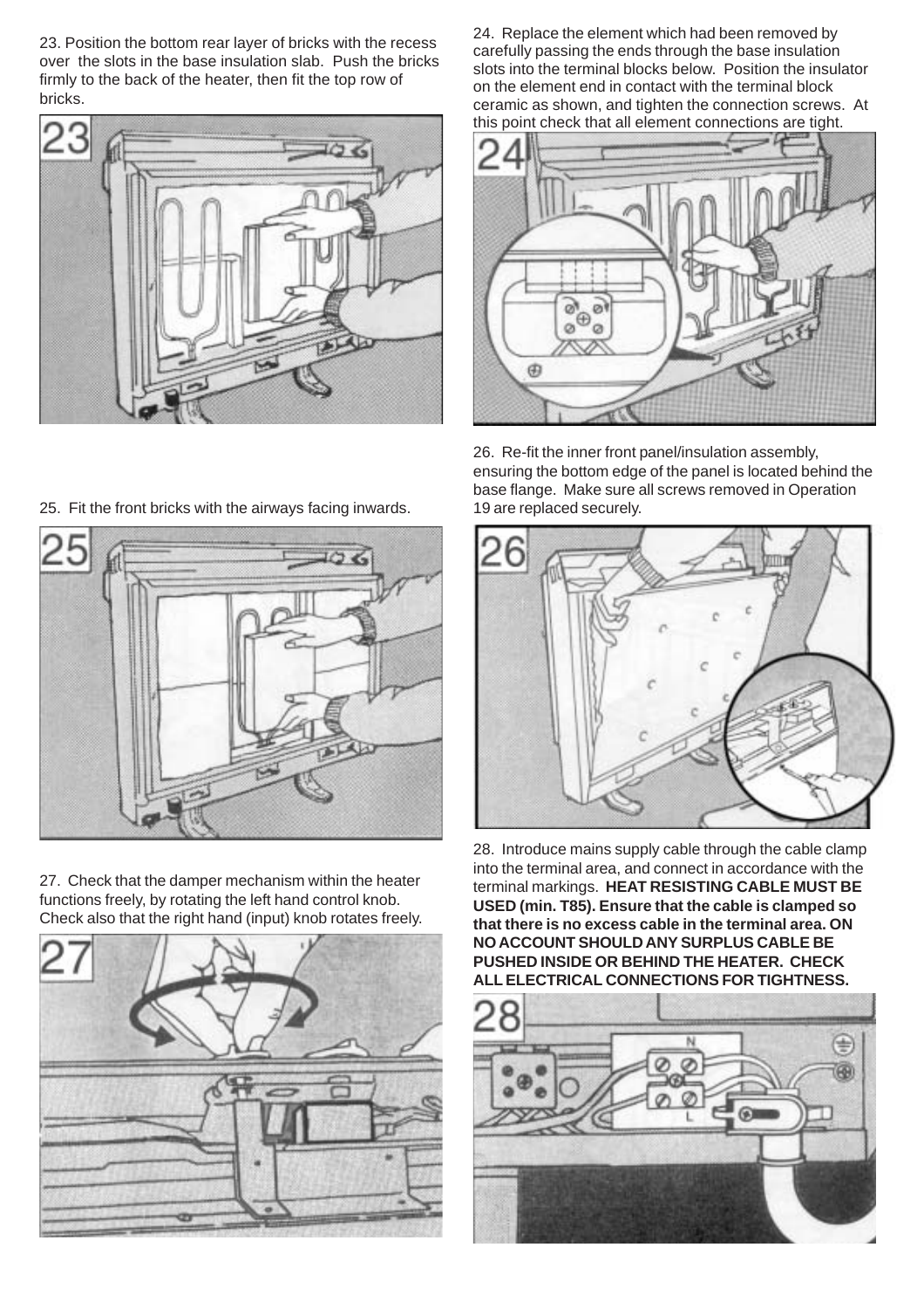23. Position the bottom rear layer of bricks with the recess over the slots in the base insulation slab. Push the bricks firmly to the back of the heater, then fit the top row of bricks.

24. Replace the element which had been removed by carefully passing the ends through the base insulation slots into the terminal blocks below. Position the insulator on the element end in contact with the terminal block ceramic as shown, and tighten the connection screws. At this point check that all element connections are tight.

25. Fit the front bricks with the airways facing inwards.

26. Re-fit the inner front panel/insulation assembly, ensuring the bottom edge of the panel is located behind the base flange. Make sure all screws removed in Operation 19 are replaced securely.

27. Check that the damper mechanism within the heater functions freely, by rotating the left hand control knob. Check also that the right hand (input) knob rotates freely.

28. Introduce mains supply cable through the cable clamp into the terminal area, and connect in accordance with the terminal markings. **HEAT RESISTING CABLE MUST BE USED (min. T85). Ensure that the cable is clamped so that there is no excess cable in the terminal area. ON NO ACCOUNT SHOULD ANY SURPLUS CABLE BE PUSHED INSIDE OR BEHIND THE HEATER. CHECK ALL ELECTRICAL CONNECTIONS FOR TIGHTNESS.**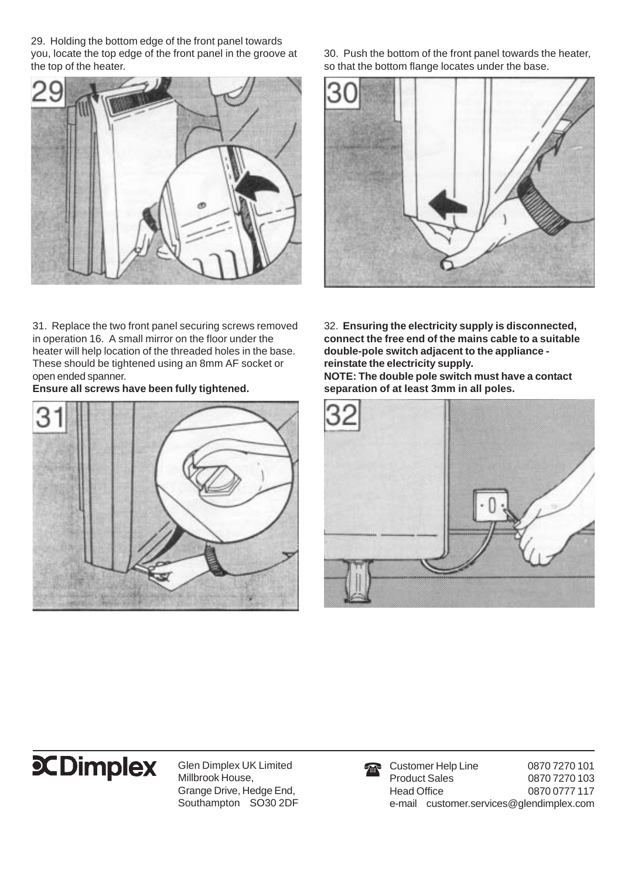29. Holding the bottom edge of the front panel towards you, locate the top edge of the front panel in the groove at the top of the heater.

30. Push the bottom of the front panel towards the heater, so that the bottom flange locates under the base.

31. Replace the two front panel securing screws removed in operation 16. A small mirror on the floor under the heater will help location of the threaded holes in the base. These should be tightened using an 8mm AF socket or open ended spanner.

**Ensure all screws have been fully tightened.**

32. **Ensuring the electricity supply is disconnected, connect the free end of the mains cable to a suitable double-pole switch adjacent to the appliance - reinstate the electricity supply.**

**NOTE: The double pole switch must have a contact separation of at least 3mm in all poles.**

**Dimplex**

Glen Dimplex UK Limited
Millbrook House,
Grange Drive, Hedge End,
Southampton SO30 2DF

| | |
|---|---|
| Customer Help Line | 0870 7270 101 |
| Product Sales | 0870 7270 103 |
| Head Office | 0870 0777 117 |

e-mail customer.services@glendimplex.com